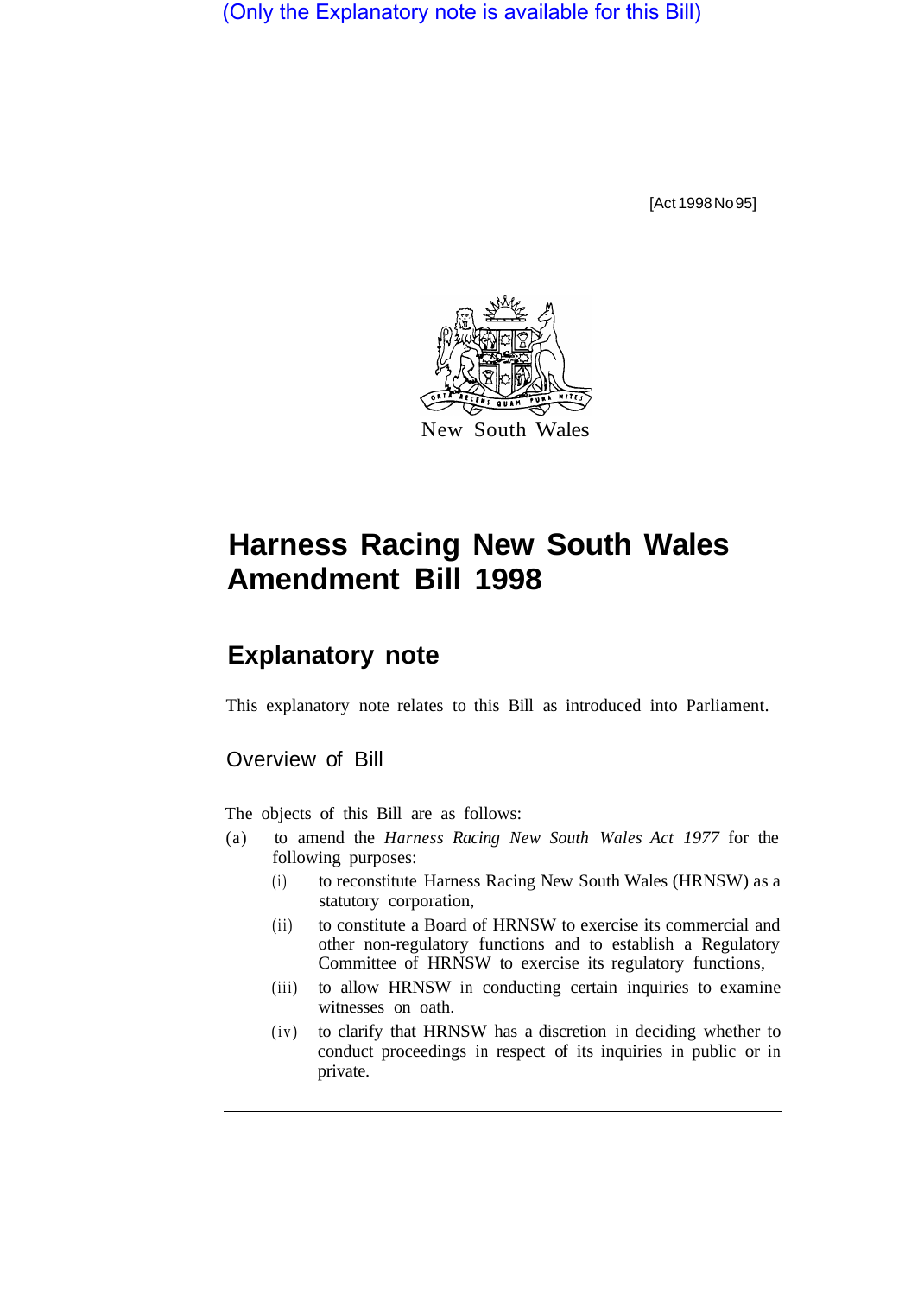(Only the Explanatory note is available for this Bill)

[Act 1998 No 95]

New South Wales

# Harness Racing New South Wales Amendment Bill 1998

## Explanatory note

This explanatory note relates to this Bill as introduced into Parliament.

### Overview of Bill

The objects of this Bill are as follows:

(a) to amend the *Harness Racing New South Wales Act 1977* for the following purposes:

  (i) to reconstitute Harness Racing New South Wales (HRNSW) as a statutory corporation,

  (ii) to constitute a Board of HRNSW to exercise its commercial and other non-regulatory functions and to establish a Regulatory Committee of HRNSW to exercise its regulatory functions,

  (iii) to allow HRNSW in conducting certain inquiries to examine witnesses on oath.

  (iv) to clarify that HRNSW has a discretion in deciding whether to conduct proceedings in respect of its inquiries in public or in private.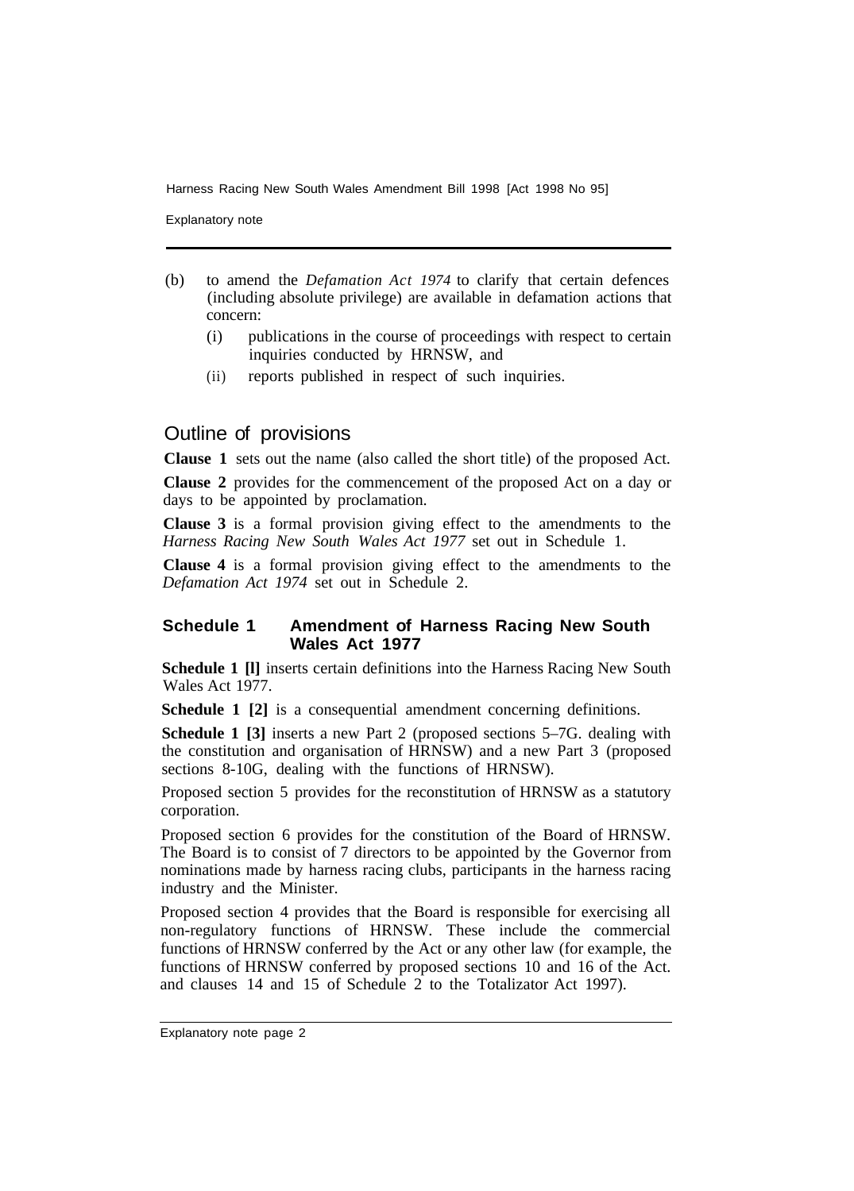(b) to amend the *Defamation Act 1974* to clarify that certain defences (including absolute privilege) are available in defamation actions that concern:

   (i) publications in the course of proceedings with respect to certain inquiries conducted by HRNSW, and

   (ii) reports published in respect of such inquiries.

## Outline of provisions

**Clause 1** sets out the name (also called the short title) of the proposed Act.

**Clause 2** provides for the commencement of the proposed Act on a day or days to be appointed by proclamation.

**Clause 3** is a formal provision giving effect to the amendments to the *Harness Racing New South Wales Act 1977* set out in Schedule 1.

**Clause 4** is a formal provision giving effect to the amendments to the *Defamation Act 1974* set out in Schedule 2.

### Schedule 1 Amendment of Harness Racing New South Wales Act 1977

**Schedule 1 [l]** inserts certain definitions into the Harness Racing New South Wales Act 1977.

**Schedule 1 [2]** is a consequential amendment concerning definitions.

**Schedule 1 [3]** inserts a new Part 2 (proposed sections 5–7G. dealing with the constitution and organisation of HRNSW) and a new Part 3 (proposed sections 8-10G, dealing with the functions of HRNSW).

Proposed section 5 provides for the reconstitution of HRNSW as a statutory corporation.

Proposed section 6 provides for the constitution of the Board of HRNSW. The Board is to consist of 7 directors to be appointed by the Governor from nominations made by harness racing clubs, participants in the harness racing industry and the Minister.

Proposed section 4 provides that the Board is responsible for exercising all non-regulatory functions of HRNSW. These include the commercial functions of HRNSW conferred by the Act or any other law (for example, the functions of HRNSW conferred by proposed sections 10 and 16 of the Act. and clauses 14 and 15 of Schedule 2 to the Totalizator Act 1997).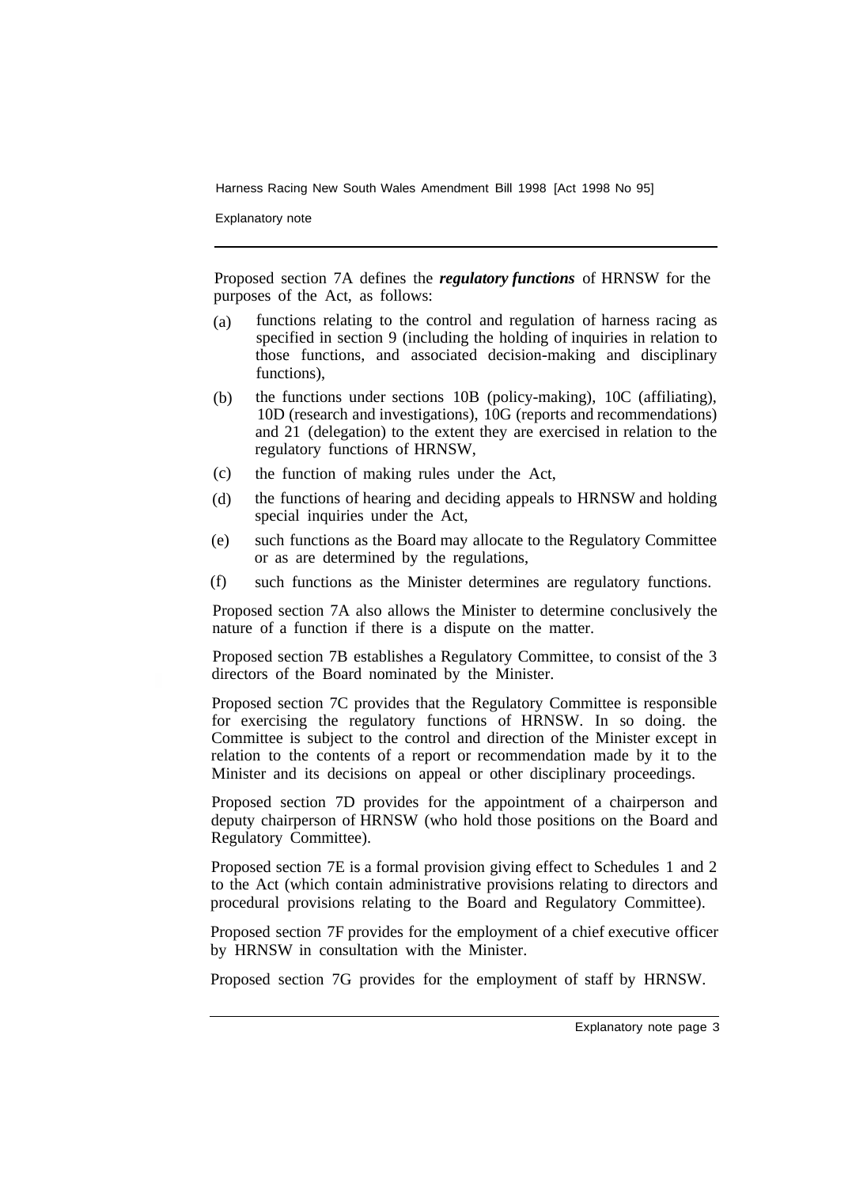Proposed section 7A defines the ***regulatory functions*** of HRNSW for the purposes of the Act, as follows:

(a) functions relating to the control and regulation of harness racing as specified in section 9 (including the holding of inquiries in relation to those functions, and associated decision-making and disciplinary functions),

(b) the functions under sections 10B (policy-making), 10C (affiliating), 10D (research and investigations), 10G (reports and recommendations) and 21 (delegation) to the extent they are exercised in relation to the regulatory functions of HRNSW,

(c) the function of making rules under the Act,

(d) the functions of hearing and deciding appeals to HRNSW and holding special inquiries under the Act,

(e) such functions as the Board may allocate to the Regulatory Committee or as are determined by the regulations,

(f) such functions as the Minister determines are regulatory functions.

Proposed section 7A also allows the Minister to determine conclusively the nature of a function if there is a dispute on the matter.

Proposed section 7B establishes a Regulatory Committee, to consist of the 3 directors of the Board nominated by the Minister.

Proposed section 7C provides that the Regulatory Committee is responsible for exercising the regulatory functions of HRNSW. In so doing. the Committee is subject to the control and direction of the Minister except in relation to the contents of a report or recommendation made by it to the Minister and its decisions on appeal or other disciplinary proceedings.

Proposed section 7D provides for the appointment of a chairperson and deputy chairperson of HRNSW (who hold those positions on the Board and Regulatory Committee).

Proposed section 7E is a formal provision giving effect to Schedules 1 and 2 to the Act (which contain administrative provisions relating to directors and procedural provisions relating to the Board and Regulatory Committee).

Proposed section 7F provides for the employment of a chief executive officer by HRNSW in consultation with the Minister.

Proposed section 7G provides for the employment of staff by HRNSW.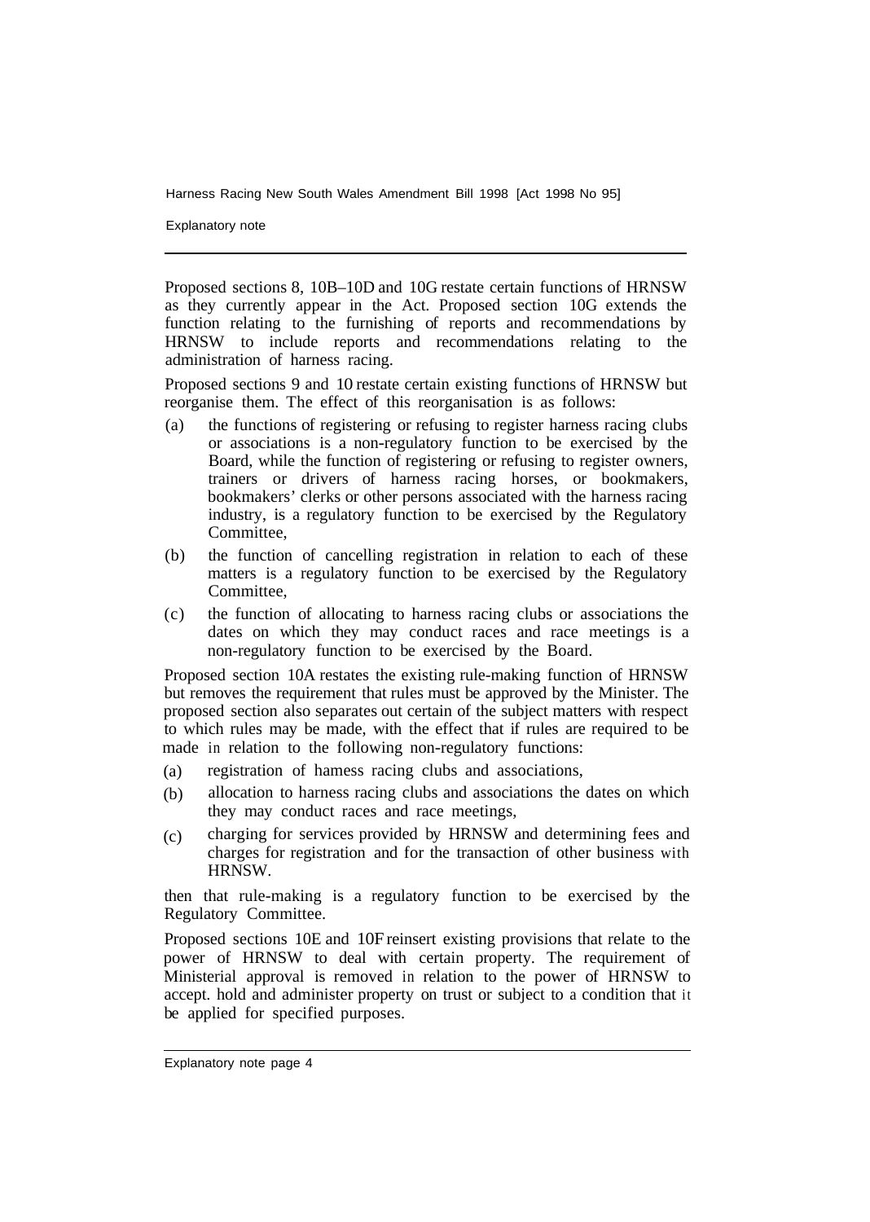Proposed sections 8, 10B–10D and 10G restate certain functions of HRNSW as they currently appear in the Act. Proposed section 10G extends the function relating to the furnishing of reports and recommendations by HRNSW to include reports and recommendations relating to the administration of harness racing.

Proposed sections 9 and 10 restate certain existing functions of HRNSW but reorganise them. The effect of this reorganisation is as follows:

(a) the functions of registering or refusing to register harness racing clubs or associations is a non-regulatory function to be exercised by the Board, while the function of registering or refusing to register owners, trainers or drivers of harness racing horses, or bookmakers, bookmakers' clerks or other persons associated with the harness racing industry, is a regulatory function to be exercised by the Regulatory Committee,

(b) the function of cancelling registration in relation to each of these matters is a regulatory function to be exercised by the Regulatory Committee,

(c) the function of allocating to harness racing clubs or associations the dates on which they may conduct races and race meetings is a non-regulatory function to be exercised by the Board.

Proposed section 10A restates the existing rule-making function of HRNSW but removes the requirement that rules must be approved by the Minister. The proposed section also separates out certain of the subject matters with respect to which rules may be made, with the effect that if rules are required to be made in relation to the following non-regulatory functions:

(a) registration of hamess racing clubs and associations,

(b) allocation to harness racing clubs and associations the dates on which they may conduct races and race meetings,

(c) charging for services provided by HRNSW and determining fees and charges for registration and for the transaction of other business with HRNSW.

then that rule-making is a regulatory function to be exercised by the Regulatory Committee.

Proposed sections 10E and 10F reinsert existing provisions that relate to the power of HRNSW to deal with certain property. The requirement of Ministerial approval is removed in relation to the power of HRNSW to accept. hold and administer property on trust or subject to a condition that it be applied for specified purposes.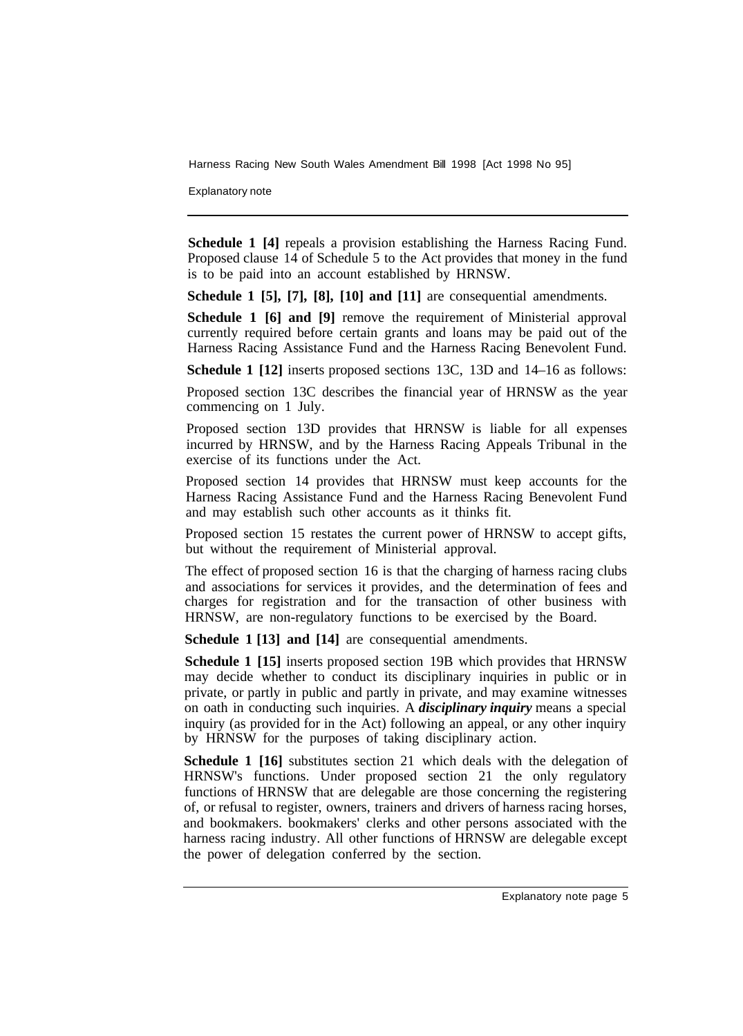**Schedule 1 [4]** repeals a provision establishing the Harness Racing Fund. Proposed clause 14 of Schedule 5 to the Act provides that money in the fund is to be paid into an account established by HRNSW.

**Schedule 1 [5], [7], [8], [10] and [11]** are consequential amendments.

**Schedule 1 [6] and [9]** remove the requirement of Ministerial approval currently required before certain grants and loans may be paid out of the Harness Racing Assistance Fund and the Harness Racing Benevolent Fund.

**Schedule 1 [12]** inserts proposed sections 13C, 13D and 14–16 as follows:

Proposed section 13C describes the financial year of HRNSW as the year commencing on 1 July.

Proposed section 13D provides that HRNSW is liable for all expenses incurred by HRNSW, and by the Harness Racing Appeals Tribunal in the exercise of its functions under the Act.

Proposed section 14 provides that HRNSW must keep accounts for the Harness Racing Assistance Fund and the Harness Racing Benevolent Fund and may establish such other accounts as it thinks fit.

Proposed section 15 restates the current power of HRNSW to accept gifts, but without the requirement of Ministerial approval.

The effect of proposed section 16 is that the charging of harness racing clubs and associations for services it provides, and the determination of fees and charges for registration and for the transaction of other business with HRNSW, are non-regulatory functions to be exercised by the Board.

**Schedule 1 [13] and [14]** are consequential amendments.

**Schedule 1 [15]** inserts proposed section 19B which provides that HRNSW may decide whether to conduct its disciplinary inquiries in public or in private, or partly in public and partly in private, and may examine witnesses on oath in conducting such inquiries. A ***disciplinary inquiry*** means a special inquiry (as provided for in the Act) following an appeal, or any other inquiry by HRNSW for the purposes of taking disciplinary action.

**Schedule 1 [16]** substitutes section 21 which deals with the delegation of HRNSW's functions. Under proposed section 21 the only regulatory functions of HRNSW that are delegable are those concerning the registering of, or refusal to register, owners, trainers and drivers of harness racing horses, and bookmakers. bookmakers' clerks and other persons associated with the harness racing industry. All other functions of HRNSW are delegable except the power of delegation conferred by the section.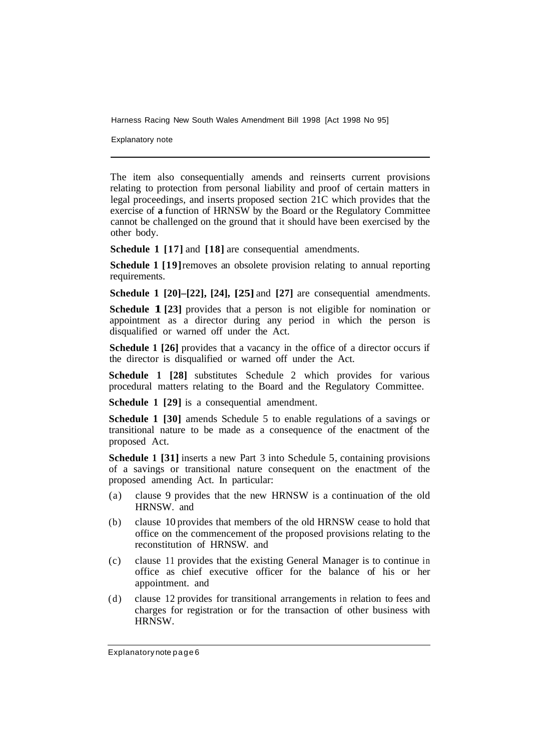The item also consequentially amends and reinserts current provisions relating to protection from personal liability and proof of certain matters in legal proceedings, and inserts proposed section 21C which provides that the exercise of **a** function of HRNSW by the Board or the Regulatory Committee cannot be challenged on the ground that it should have been exercised by the other body.

**Schedule 1 [17]** and **[18]** are consequential amendments.

**Schedule 1 [19]** removes an obsolete provision relating to annual reporting requirements.

**Schedule 1 [20]–[22], [24], [25]** and **[27]** are consequential amendments.

**Schedule 1 [23]** provides that a person is not eligible for nomination or appointment as a director during any period in which the person is disqualified or warned off under the Act.

**Schedule 1 [26]** provides that a vacancy in the office of a director occurs if the director is disqualified or warned off under the Act.

**Schedule 1 [28]** substitutes Schedule 2 which provides for various procedural matters relating to the Board and the Regulatory Committee.

**Schedule 1 [29]** is a consequential amendment.

**Schedule 1 [30]** amends Schedule 5 to enable regulations of a savings or transitional nature to be made as a consequence of the enactment of the proposed Act.

**Schedule 1 [31]** inserts a new Part 3 into Schedule 5, containing provisions of a savings or transitional nature consequent on the enactment of the proposed amending Act. In particular:

(a) clause 9 provides that the new HRNSW is a continuation of the old HRNSW. and

(b) clause 10 provides that members of the old HRNSW cease to hold that office on the commencement of the proposed provisions relating to the reconstitution of HRNSW. and

(c) clause 11 provides that the existing General Manager is to continue in office as chief executive officer for the balance of his or her appointment. and

(d) clause 12 provides for transitional arrangements in relation to fees and charges for registration or for the transaction of other business with HRNSW.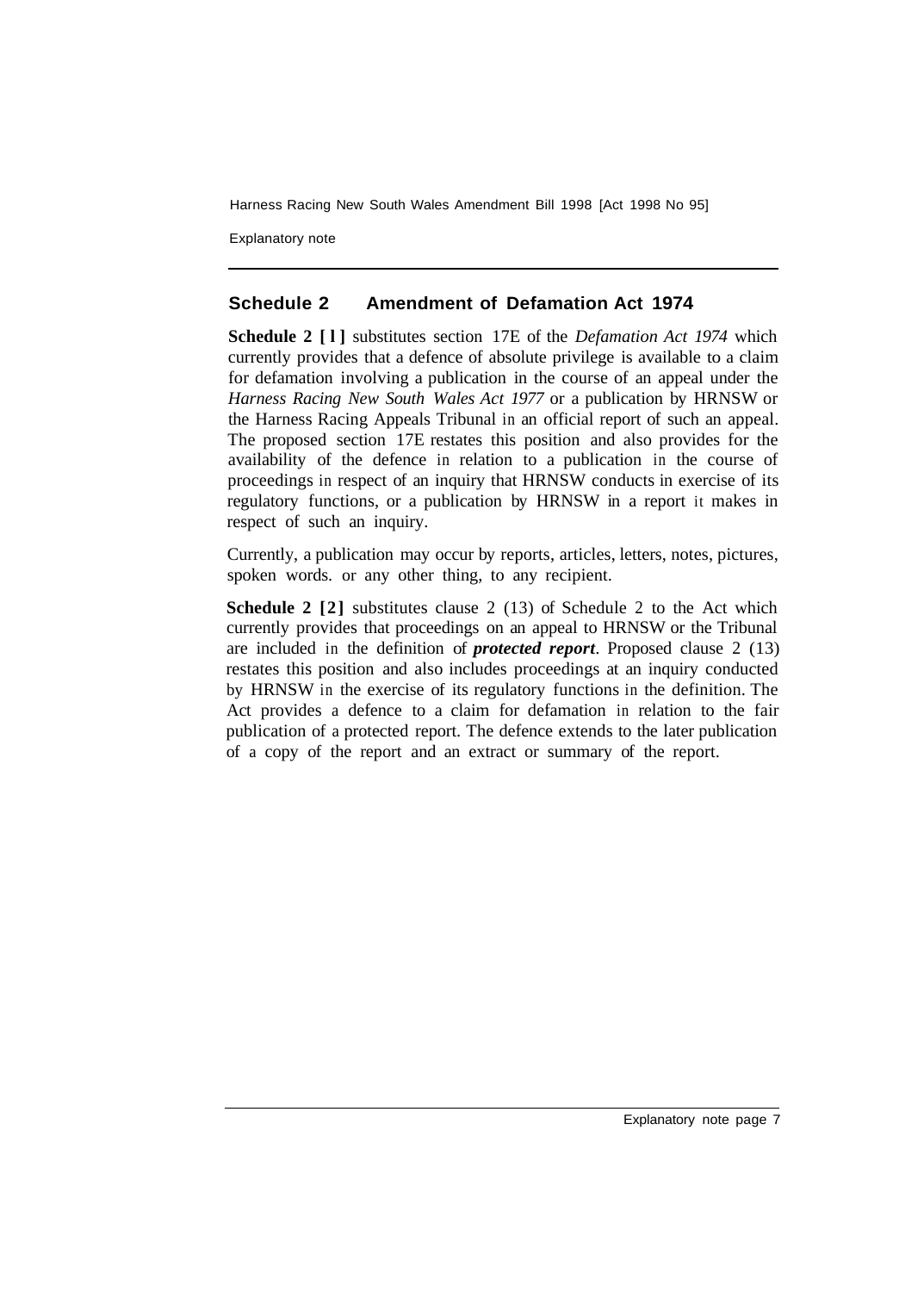## Schedule 2 Amendment of Defamation Act 1974

**Schedule 2 [1]** substitutes section 17E of the *Defamation Act 1974* which currently provides that a defence of absolute privilege is available to a claim for defamation involving a publication in the course of an appeal under the *Harness Racing New South Wales Act 1977* or a publication by HRNSW or the Harness Racing Appeals Tribunal in an official report of such an appeal. The proposed section 17E restates this position and also provides for the availability of the defence in relation to a publication in the course of proceedings in respect of an inquiry that HRNSW conducts in exercise of its regulatory functions, or a publication by HRNSW in a report it makes in respect of such an inquiry.

Currently, a publication may occur by reports, articles, letters, notes, pictures, spoken words. or any other thing, to any recipient.

**Schedule 2 [2]** substitutes clause 2 (13) of Schedule 2 to the Act which currently provides that proceedings on an appeal to HRNSW or the Tribunal are included in the definition of ***protected report***. Proposed clause 2 (13) restates this position and also includes proceedings at an inquiry conducted by HRNSW in the exercise of its regulatory functions in the definition. The Act provides a defence to a claim for defamation in relation to the fair publication of a protected report. The defence extends to the later publication of a copy of the report and an extract or summary of the report.